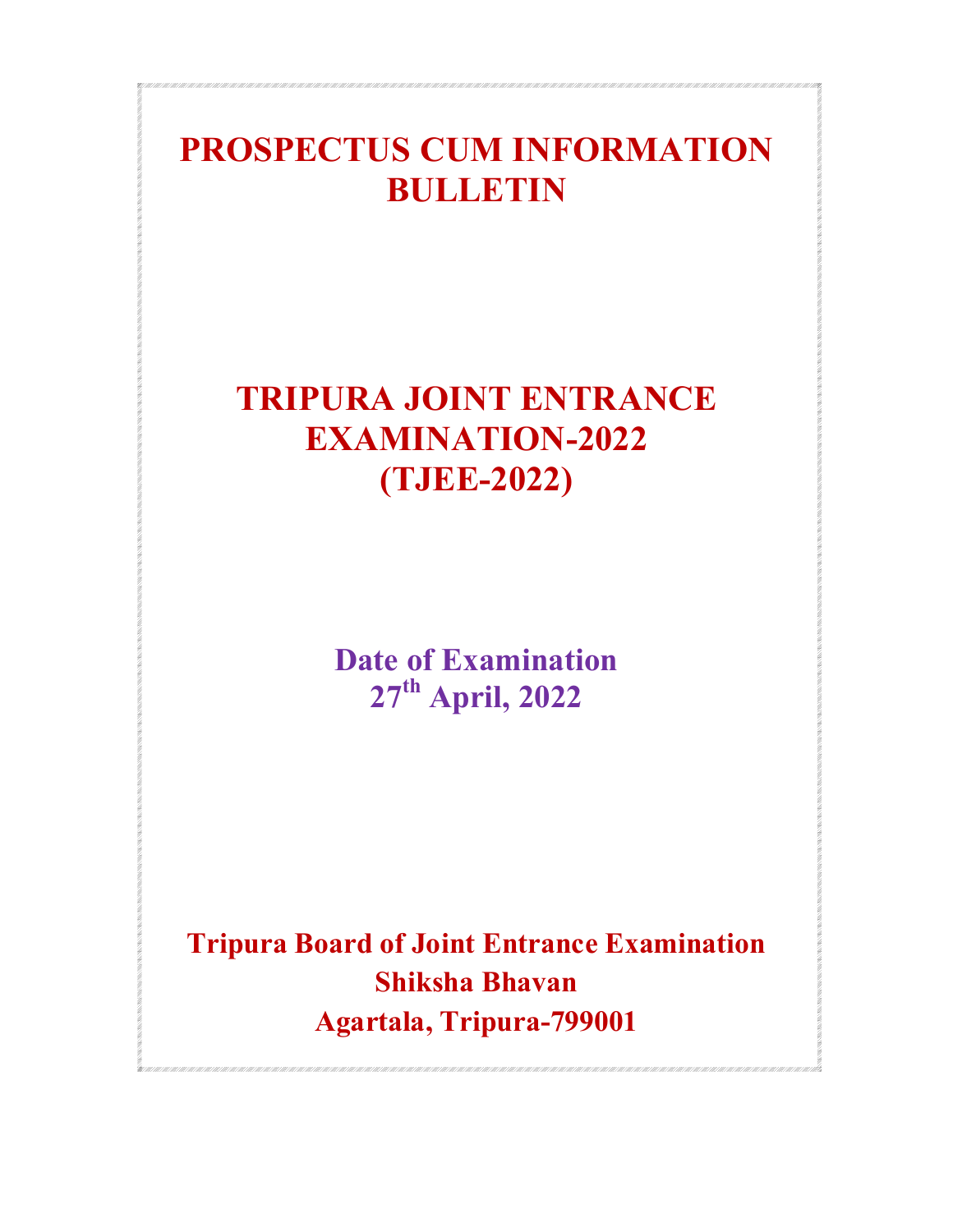# PROSPECTUS CUM INFORMATION BULLETIN

# TRIPURA JOINT ENTRANCE EXAMINATION-2022 (TJEE-2022)

## Date of Examination
## 27th April, 2022

**Tripura Board of Joint Entrance Examination**
**Shiksha Bhavan**
**Agartala, Tripura-799001**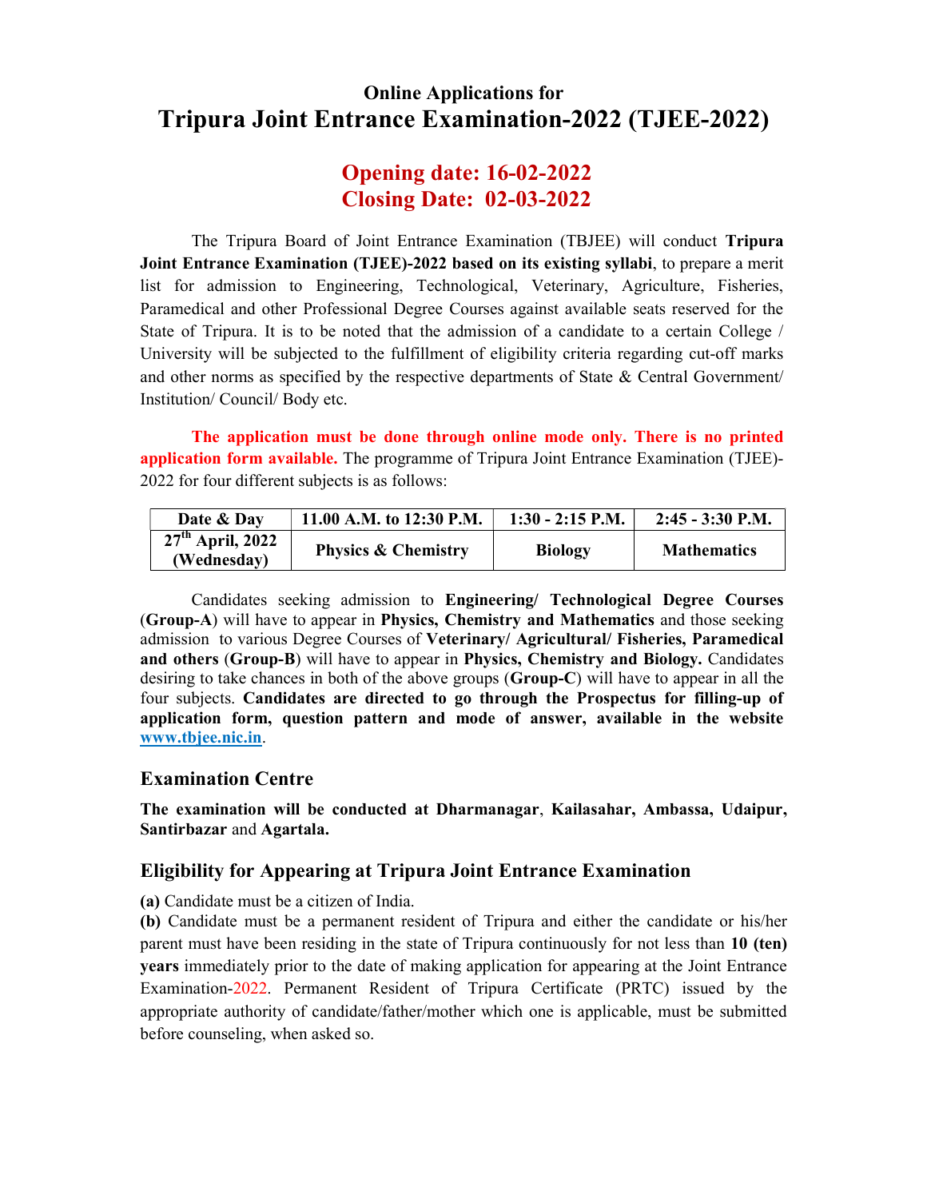### Online Applications for

# Tripura Joint Entrance Examination-2022 (TJEE-2022)

## Opening date: 16-02-2022
## Closing Date: 02-03-2022

The Tripura Board of Joint Entrance Examination (TBJEE) will conduct **Tripura Joint Entrance Examination (TJEE)-2022 based on its existing syllabi**, to prepare a merit list for admission to Engineering, Technological, Veterinary, Agriculture, Fisheries, Paramedical and other Professional Degree Courses against available seats reserved for the State of Tripura. It is to be noted that the admission of a candidate to a certain College / University will be subjected to the fulfillment of eligibility criteria regarding cut-off marks and other norms as specified by the respective departments of State & Central Government/ Institution/ Council/ Body etc.

**The application must be done through online mode only. There is no printed application form available.** The programme of Tripura Joint Entrance Examination (TJEE)-2022 for four different subjects is as follows:

| Date & Day | 11.00 A.M. to 12:30 P.M. | 1:30 - 2:15 P.M. | 2:45 - 3:30 P.M. |
|---|---|---|---|
| 27th April, 2022 (Wednesday) | Physics & Chemistry | Biology | Mathematics |

Candidates seeking admission to **Engineering/ Technological Degree Courses** (**Group-A**) will have to appear in **Physics, Chemistry and Mathematics** and those seeking admission to various Degree Courses of **Veterinary/ Agricultural/ Fisheries, Paramedical and others** (**Group-B**) will have to appear in **Physics, Chemistry and Biology.** Candidates desiring to take chances in both of the above groups (**Group-C**) will have to appear in all the four subjects. **Candidates are directed to go through the Prospectus for filling-up of application form, question pattern and mode of answer, available in the website www.tbjee.nic.in**.

## Examination Centre

**The examination will be conducted at Dharmanagar**, **Kailasahar, Ambassa, Udaipur, Santirbazar** and **Agartala.**

## Eligibility for Appearing at Tripura Joint Entrance Examination

**(a)** Candidate must be a citizen of India.

**(b)** Candidate must be a permanent resident of Tripura and either the candidate or his/her parent must have been residing in the state of Tripura continuously for not less than **10 (ten) years** immediately prior to the date of making application for appearing at the Joint Entrance Examination-2022. Permanent Resident of Tripura Certificate (PRTC) issued by the appropriate authority of candidate/father/mother which one is applicable, must be submitted before counseling, when asked so.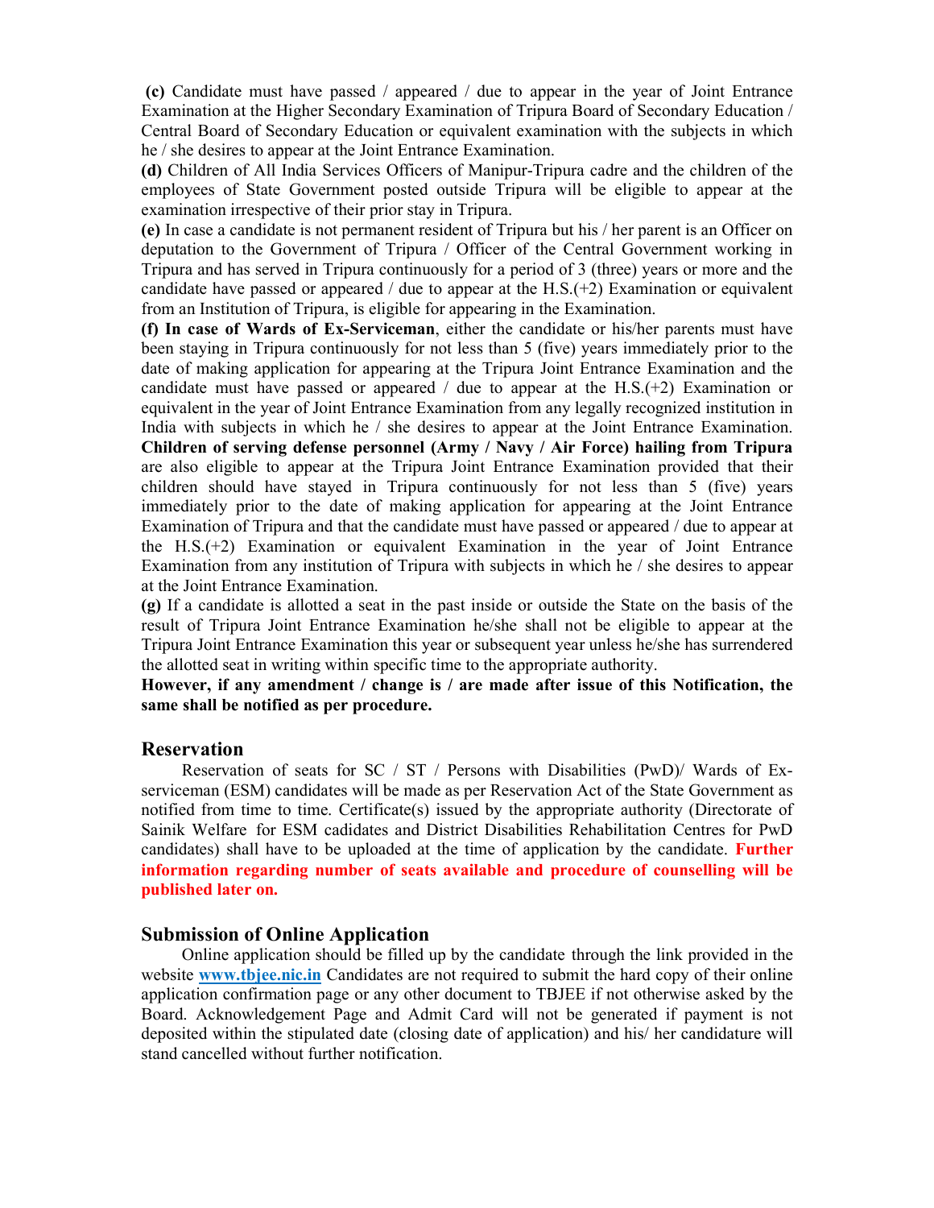**(c)** Candidate must have passed / appeared / due to appear in the year of Joint Entrance Examination at the Higher Secondary Examination of Tripura Board of Secondary Education / Central Board of Secondary Education or equivalent examination with the subjects in which he / she desires to appear at the Joint Entrance Examination.

**(d)** Children of All India Services Officers of Manipur-Tripura cadre and the children of the employees of State Government posted outside Tripura will be eligible to appear at the examination irrespective of their prior stay in Tripura.

**(e)** In case a candidate is not permanent resident of Tripura but his / her parent is an Officer on deputation to the Government of Tripura / Officer of the Central Government working in Tripura and has served in Tripura continuously for a period of 3 (three) years or more and the candidate have passed or appeared / due to appear at the H.S.(+2) Examination or equivalent from an Institution of Tripura, is eligible for appearing in the Examination.

**(f) In case of Wards of Ex-Serviceman**, either the candidate or his/her parents must have been staying in Tripura continuously for not less than 5 (five) years immediately prior to the date of making application for appearing at the Tripura Joint Entrance Examination and the candidate must have passed or appeared / due to appear at the H.S.(+2) Examination or equivalent in the year of Joint Entrance Examination from any legally recognized institution in India with subjects in which he / she desires to appear at the Joint Entrance Examination. **Children of serving defense personnel (Army / Navy / Air Force) hailing from Tripura** are also eligible to appear at the Tripura Joint Entrance Examination provided that their children should have stayed in Tripura continuously for not less than 5 (five) years immediately prior to the date of making application for appearing at the Joint Entrance Examination of Tripura and that the candidate must have passed or appeared / due to appear at the H.S.(+2) Examination or equivalent Examination in the year of Joint Entrance Examination from any institution of Tripura with subjects in which he / she desires to appear at the Joint Entrance Examination.

**(g)** If a candidate is allotted a seat in the past inside or outside the State on the basis of the result of Tripura Joint Entrance Examination he/she shall not be eligible to appear at the Tripura Joint Entrance Examination this year or subsequent year unless he/she has surrendered the allotted seat in writing within specific time to the appropriate authority.

**However, if any amendment / change is / are made after issue of this Notification, the same shall be notified as per procedure.**

## Reservation

Reservation of seats for SC / ST / Persons with Disabilities (PwD)/ Wards of Ex-serviceman (ESM) candidates will be made as per Reservation Act of the State Government as notified from time to time. Certificate(s) issued by the appropriate authority (Directorate of Sainik Welfare for ESM cadidates and District Disabilities Rehabilitation Centres for PwD candidates) shall have to be uploaded at the time of application by the candidate. **Further information regarding number of seats available and procedure of counselling will be published later on.**

## Submission of Online Application

Online application should be filled up by the candidate through the link provided in the website **www.tbjee.nic.in** Candidates are not required to submit the hard copy of their online application confirmation page or any other document to TBJEE if not otherwise asked by the Board. Acknowledgement Page and Admit Card will not be generated if payment is not deposited within the stipulated date (closing date of application) and his/ her candidature will stand cancelled without further notification.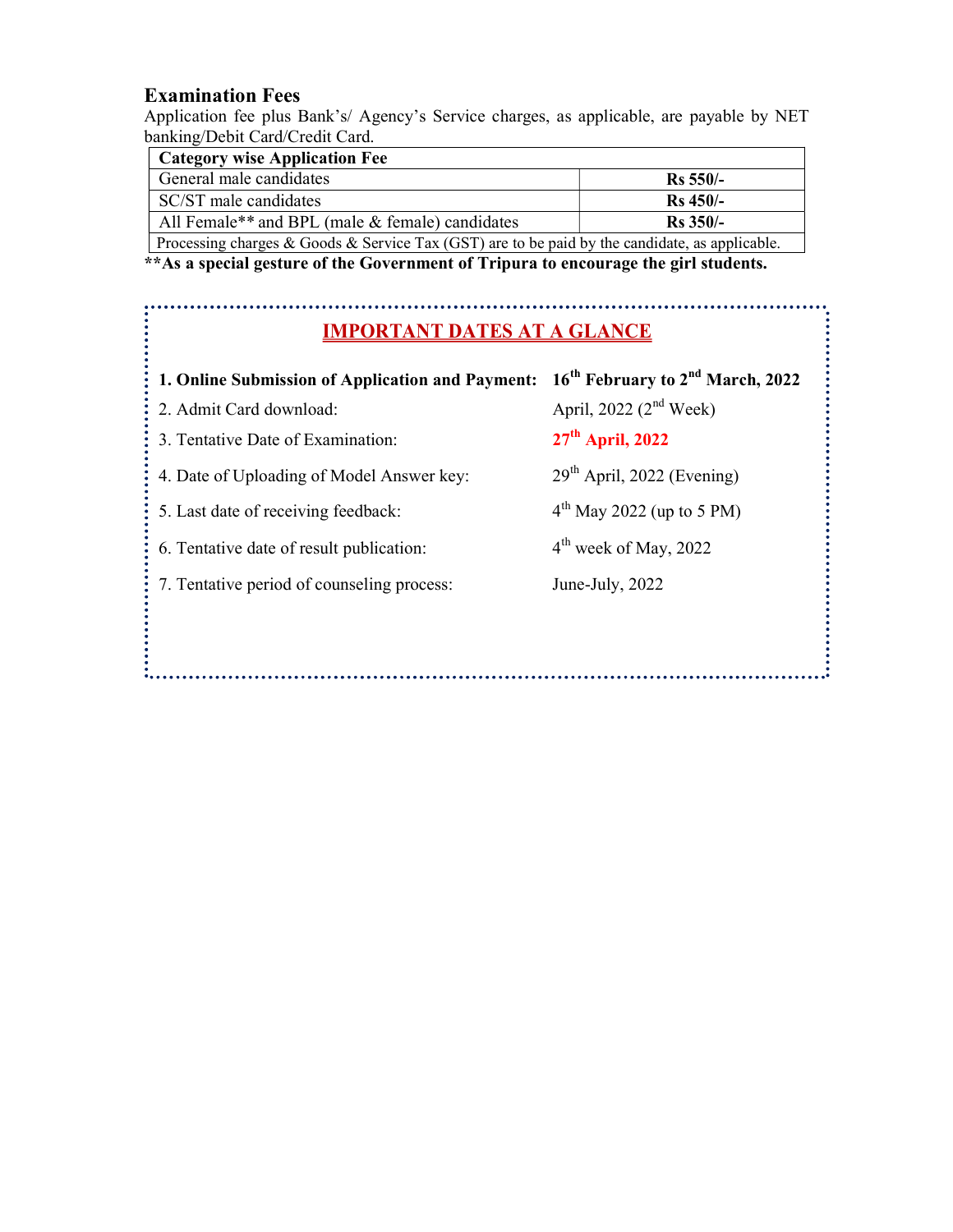## Examination Fees

Application fee plus Bank's/ Agency's Service charges, as applicable, are payable by NET banking/Debit Card/Credit Card.

| Category wise Application Fee | |
|---|---|
| General male candidates | **Rs 550/-** |
| SC/ST male candidates | **Rs 450/-** |
| All Female** and BPL (male & female) candidates | **Rs 350/-** |
| Processing charges & Goods & Service Tax (GST) are to be paid by the candidate, as applicable. | |

****As a special gesture of the Government of Tripura to encourage the girl students.**

## IMPORTANT DATES AT A GLANCE

1. **Online Submission of Application and Payment:** **16th February to 2nd March, 2022**
2. Admit Card download: April, 2022 (2nd Week)
3. Tentative Date of Examination: **27th April, 2022**
4. Date of Uploading of Model Answer key: 29th April, 2022 (Evening)
5. Last date of receiving feedback: 4th May 2022 (up to 5 PM)
6. Tentative date of result publication: 4th week of May, 2022
7. Tentative period of counseling process: June-July, 2022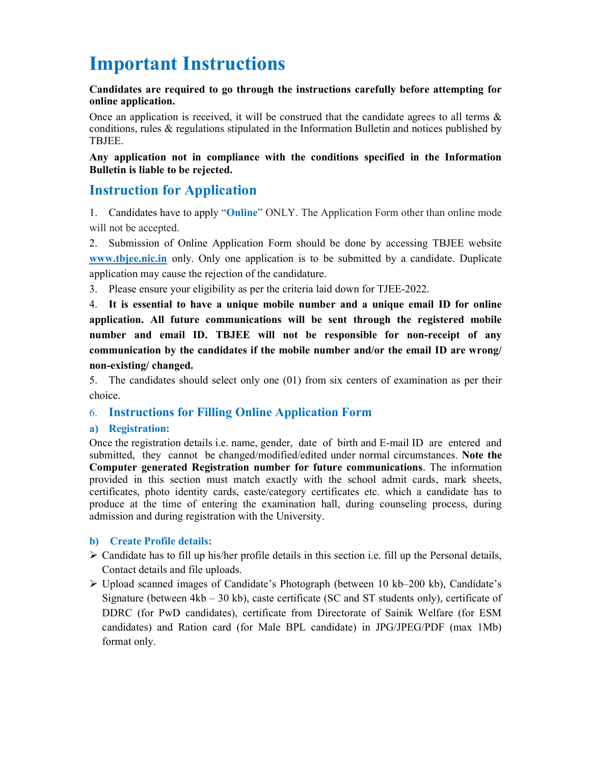# Important Instructions

**Candidates are required to go through the instructions carefully before attempting for online application.**

Once an application is received, it will be construed that the candidate agrees to all terms & conditions, rules & regulations stipulated in the Information Bulletin and notices published by TBJEE.

**Any application not in compliance with the conditions specified in the Information Bulletin is liable to be rejected.**

## Instruction for Application

1. Candidates have to apply "**Online**" ONLY. The Application Form other than online mode will not be accepted.
2. Submission of Online Application Form should be done by accessing TBJEE website **www.tbjee.nic.in** only. Only one application is to be submitted by a candidate. Duplicate application may cause the rejection of the candidature.
3. Please ensure your eligibility as per the criteria laid down for TJEE-2022.
4. **It is essential to have a unique mobile number and a unique email ID for online application. All future communications will be sent through the registered mobile number and email ID. TBJEE will not be responsible for non-receipt of any communication by the candidates if the mobile number and/or the email ID are wrong/ non-existing/ changed.**
5. The candidates should select only one (01) from six centers of examination as per their choice.

### 6. Instructions for Filling Online Application Form

#### a) Registration:

Once the registration details i.e. name, gender, date of birth and E-mail ID are entered and submitted, they cannot be changed/modified/edited under normal circumstances. **Note the Computer generated Registration number for future communications**. The information provided in this section must match exactly with the school admit cards, mark sheets, certificates, photo identity cards, caste/category certificates etc. which a candidate has to produce at the time of entering the examination hall, during counseling process, during admission and during registration with the University.

#### b) Create Profile details:

- Candidate has to fill up his/her profile details in this section i.e. fill up the Personal details, Contact details and file uploads.
- Upload scanned images of Candidate's Photograph (between 10 kb–200 kb), Candidate's Signature (between 4kb – 30 kb), caste certificate (SC and ST students only), certificate of DDRC (for PwD candidates), certificate from Directorate of Sainik Welfare (for ESM candidates) and Ration card (for Male BPL candidate) in JPG/JPEG/PDF (max 1Mb) format only.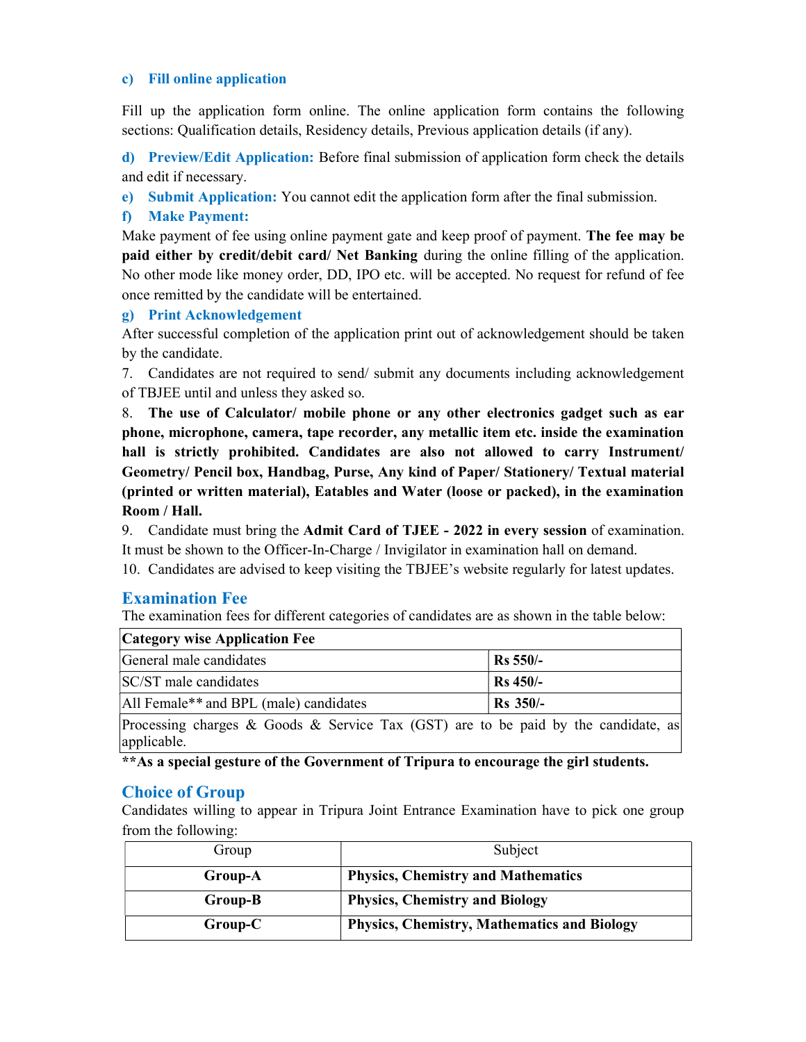c) **Fill online application**

Fill up the application form online. The online application form contains the following sections: Qualification details, Residency details, Previous application details (if any).

d) **Preview/Edit Application:** Before final submission of application form check the details and edit if necessary.

e) **Submit Application:** You cannot edit the application form after the final submission.

f) **Make Payment:**

Make payment of fee using online payment gate and keep proof of payment. **The fee may be paid either by credit/debit card/ Net Banking** during the online filling of the application. No other mode like money order, DD, IPO etc. will be accepted. No request for refund of fee once remitted by the candidate will be entertained.

g) **Print Acknowledgement**

After successful completion of the application print out of acknowledgement should be taken by the candidate.

7. Candidates are not required to send/ submit any documents including acknowledgement of TBJEE until and unless they asked so.
8. **The use of Calculator/ mobile phone or any other electronics gadget such as ear phone, microphone, camera, tape recorder, any metallic item etc. inside the examination hall is strictly prohibited. Candidates are also not allowed to carry Instrument/ Geometry/ Pencil box, Handbag, Purse, Any kind of Paper/ Stationery/ Textual material (printed or written material), Eatables and Water (loose or packed), in the examination Room / Hall.**
9. Candidate must bring the **Admit Card of TJEE - 2022 in every session** of examination. It must be shown to the Officer-In-Charge / Invigilator in examination hall on demand.
10. Candidates are advised to keep visiting the TBJEE's website regularly for latest updates.

## Examination Fee

The examination fees for different categories of candidates are as shown in the table below:

| **Category wise Application Fee** | |
|---|---|
| General male candidates | **Rs 550/-** |
| SC/ST male candidates | **Rs 450/-** |
| All Female** and BPL (male) candidates | **Rs 350/-** |
| Processing charges & Goods & Service Tax (GST) are to be paid by the candidate, as applicable. | |

****As a special gesture of the Government of Tripura to encourage the girl students.**

## Choice of Group

Candidates willing to appear in Tripura Joint Entrance Examination have to pick one group from the following:

| Group | Subject |
|---|---|
| **Group-A** | **Physics, Chemistry and Mathematics** |
| **Group-B** | **Physics, Chemistry and Biology** |
| **Group-C** | **Physics, Chemistry, Mathematics and Biology** |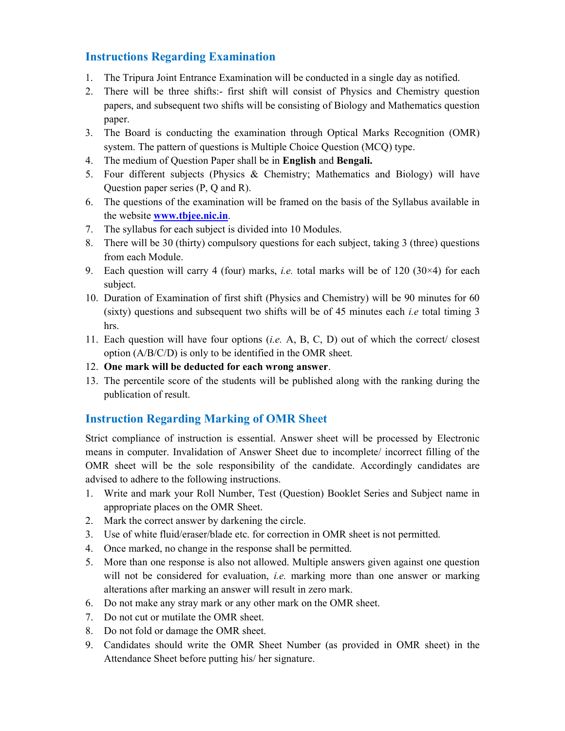## Instructions Regarding Examination

1. The Tripura Joint Entrance Examination will be conducted in a single day as notified.
2. There will be three shifts:- first shift will consist of Physics and Chemistry question papers, and subsequent two shifts will be consisting of Biology and Mathematics question paper.
3. The Board is conducting the examination through Optical Marks Recognition (OMR) system. The pattern of questions is Multiple Choice Question (MCQ) type.
4. The medium of Question Paper shall be in **English** and **Bengali.**
5. Four different subjects (Physics & Chemistry; Mathematics and Biology) will have Question paper series (P, Q and R).
6. The questions of the examination will be framed on the basis of the Syllabus available in the website **[www.tbjee.nic.in](http://www.tbjee.nic.in)**.
7. The syllabus for each subject is divided into 10 Modules.
8. There will be 30 (thirty) compulsory questions for each subject, taking 3 (three) questions from each Module.
9. Each question will carry 4 (four) marks, *i.e.* total marks will be of 120 (30×4) for each subject.
10. Duration of Examination of first shift (Physics and Chemistry) will be 90 minutes for 60 (sixty) questions and subsequent two shifts will be of 45 minutes each *i.e* total timing 3 hrs.
11. Each question will have four options (*i.e.* A, B, C, D) out of which the correct/ closest option (A/B/C/D) is only to be identified in the OMR sheet.
12. **One mark will be deducted for each wrong answer**.
13. The percentile score of the students will be published along with the ranking during the publication of result.

## Instruction Regarding Marking of OMR Sheet

Strict compliance of instruction is essential. Answer sheet will be processed by Electronic means in computer. Invalidation of Answer Sheet due to incomplete/ incorrect filling of the OMR sheet will be the sole responsibility of the candidate. Accordingly candidates are advised to adhere to the following instructions.

1. Write and mark your Roll Number, Test (Question) Booklet Series and Subject name in appropriate places on the OMR Sheet.
2. Mark the correct answer by darkening the circle.
3. Use of white fluid/eraser/blade etc. for correction in OMR sheet is not permitted.
4. Once marked, no change in the response shall be permitted.
5. More than one response is also not allowed. Multiple answers given against one question will not be considered for evaluation, *i.e.* marking more than one answer or marking alterations after marking an answer will result in zero mark.
6. Do not make any stray mark or any other mark on the OMR sheet.
7. Do not cut or mutilate the OMR sheet.
8. Do not fold or damage the OMR sheet.
9. Candidates should write the OMR Sheet Number (as provided in OMR sheet) in the Attendance Sheet before putting his/ her signature.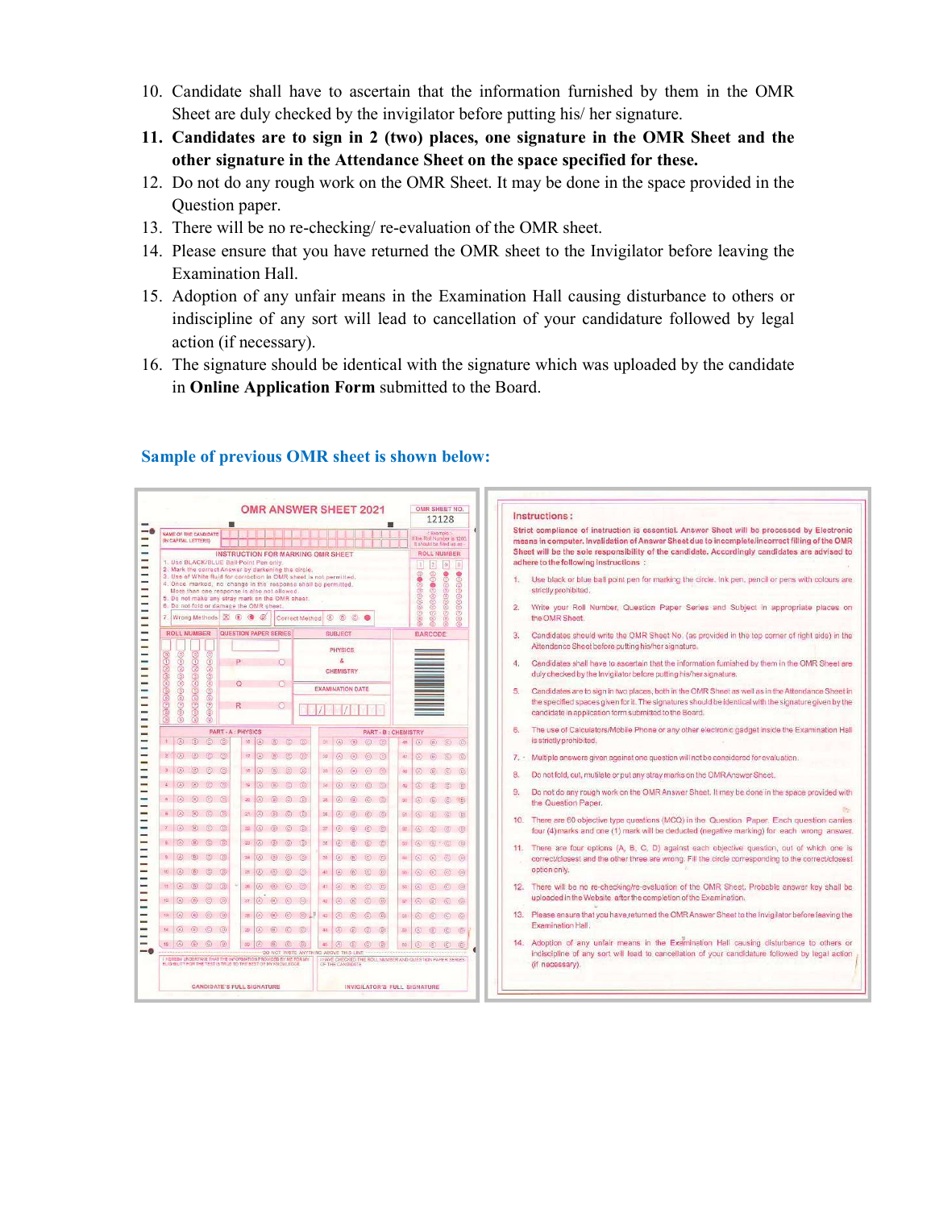10. Candidate shall have to ascertain that the information furnished by them in the OMR Sheet are duly checked by the invigilator before putting his/ her signature.
11. **Candidates are to sign in 2 (two) places, one signature in the OMR Sheet and the other signature in the Attendance Sheet on the space specified for these.**
12. Do not do any rough work on the OMR Sheet. It may be done in the space provided in the Question paper.
13. There will be no re-checking/ re-evaluation of the OMR sheet.
14. Please ensure that you have returned the OMR sheet to the Invigilator before leaving the Examination Hall.
15. Adoption of any unfair means in the Examination Hall causing disturbance to others or indiscipline of any sort will lead to cancellation of your candidature followed by legal action (if necessary).
16. The signature should be identical with the signature which was uploaded by the candidate in **Online Application Form** submitted to the Board.

## Sample of previous OMR sheet is shown below: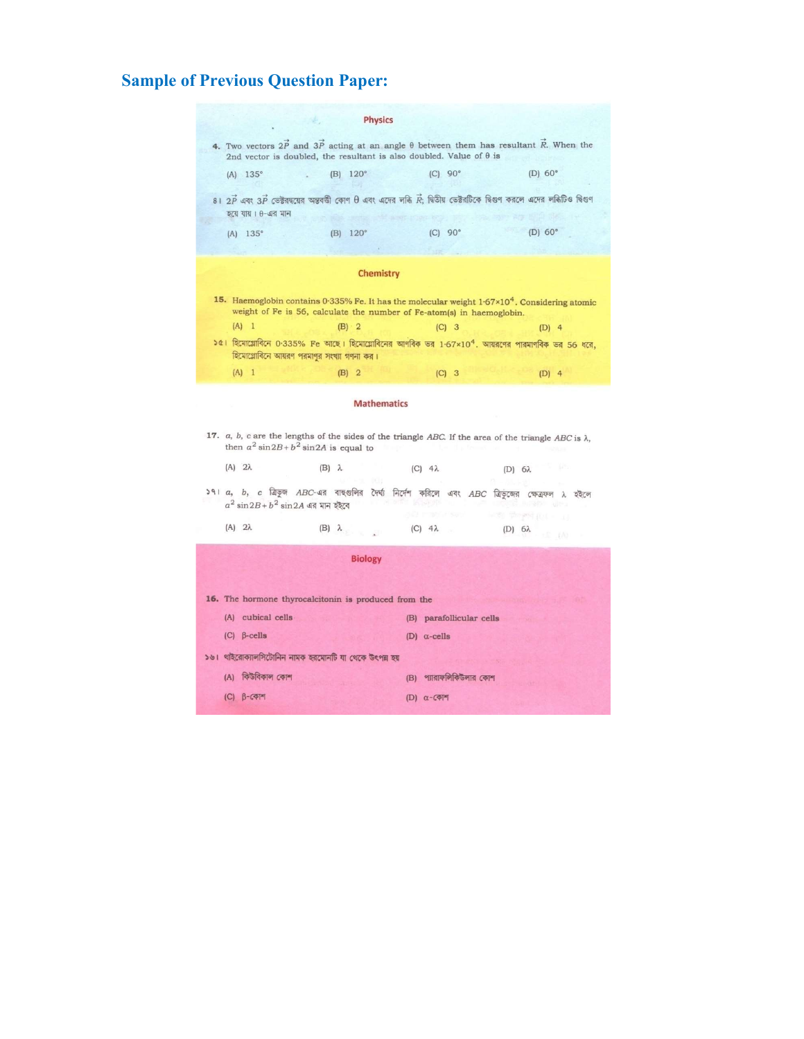## Sample of Previous Question Paper:

### Physics

**4.** Two vectors $2\vec{P}$ and $3\vec{P}$ acting at an angle θ between them has resultant $\vec{R}$. When the 2nd vector is doubled, the resultant is also doubled. Value of θ is

(A) 135° (B) 120° (C) 90° (D) 60°

৪। $2\vec{P}$ এবং $3\vec{P}$ ভেক্টরদ্বয়ের অন্তর্বর্তী কোণ θ এবং এদের লব্ধি $\vec{R}$; দ্বিতীয় ভেক্টরটিকে দ্বিগুণ করলে এদের লব্ধিটিও দ্বিগুণ হয়ে যায়। θ-এর মান

(A) 135° (B) 120° (C) 90° (D) 60°

### Chemistry

**15.** Haemoglobin contains 0·335% Fe. It has the molecular weight $1{\cdot}67\times10^4$. Considering atomic weight of Fe is 56, calculate the number of Fe-atom(s) in haemoglobin.

(A) 1 (B) 2 (C) 3 (D) 4

১৫। হিমোগ্লোবিনে 0·335% Fe আছে। হিমোগ্লোবিনের আণবিক ভর $1{\cdot}67\times10^4$. আয়রণের পারমাণবিক ভর 56 ধরে, হিমোগ্লোবিনে আয়রণ পরমাণুর সংখ্যা গণনা কর।

(A) 1 (B) 2 (C) 3 (D) 4

### Mathematics

**17.** $a$, $b$, $c$ are the lengths of the sides of the triangle $ABC$. If the area of the triangle $ABC$ is $\lambda$, then $a^2 \sin 2B + b^2 \sin 2A$ is equal to

(A) $2\lambda$ (B) $\lambda$ (C) $4\lambda$ (D) $6\lambda$

১৭। $a$, $b$, $c$ ত্রিভুজ $ABC$-এর বাহুগুলির দৈর্ঘ্য নির্দেশ করিলে এবং $ABC$ ত্রিভুজের ক্ষেত্রফল $\lambda$ হইলে $a^2 \sin 2B + b^2 \sin 2A$ এর মান হইবে

(A) $2\lambda$ (B) $\lambda$ (C) $4\lambda$ (D) $6\lambda$

### Biology

**16.** The hormone thyrocalcitonin is produced from the

(A) cubical cells (B) parafollicular cells

(C) β-cells (D) α-cells

১৬। থাইরোক্যালসিটোনিন নামক হরমোনটি যা থেকে উৎপন্ন হয়

(A) কিউবিকাল কোশ (B) প্যারাফলিকিউলার কোশ

(C) β-কোশ (D) α-কোশ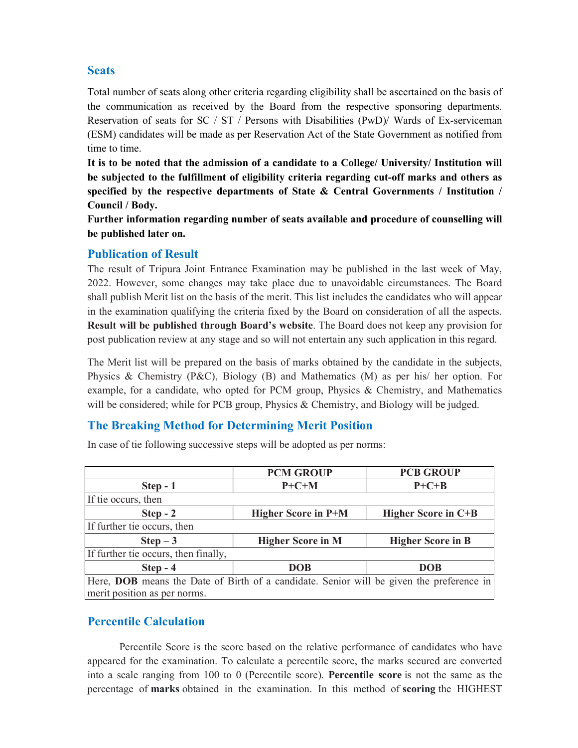## Seats

Total number of seats along other criteria regarding eligibility shall be ascertained on the basis of the communication as received by the Board from the respective sponsoring departments. Reservation of seats for SC / ST / Persons with Disabilities (PwD)/ Wards of Ex-serviceman (ESM) candidates will be made as per Reservation Act of the State Government as notified from time to time.

**It is to be noted that the admission of a candidate to a College/ University/ Institution will be subjected to the fulfillment of eligibility criteria regarding cut-off marks and others as specified by the respective departments of State & Central Governments / Institution / Council / Body.**

**Further information regarding number of seats available and procedure of counselling will be published later on.**

## Publication of Result

The result of Tripura Joint Entrance Examination may be published in the last week of May, 2022. However, some changes may take place due to unavoidable circumstances. The Board shall publish Merit list on the basis of the merit. This list includes the candidates who will appear in the examination qualifying the criteria fixed by the Board on consideration of all the aspects. **Result will be published through Board's website**. The Board does not keep any provision for post publication review at any stage and so will not entertain any such application in this regard.

The Merit list will be prepared on the basis of marks obtained by the candidate in the subjects, Physics & Chemistry (P&C), Biology (B) and Mathematics (M) as per his/ her option. For example, for a candidate, who opted for PCM group, Physics & Chemistry, and Mathematics will be considered; while for PCB group, Physics & Chemistry, and Biology will be judged.

## The Breaking Method for Determining Merit Position

In case of tie following successive steps will be adopted as per norms:

| | **PCM GROUP** | **PCB GROUP** |
|---|---|---|
| **Step - 1** | **P+C+M** | **P+C+B** |
| If tie occurs, then | | |
| **Step - 2** | **Higher Score in P+M** | **Higher Score in C+B** |
| If further tie occurs, then | | |
| **Step – 3** | **Higher Score in M** | **Higher Score in B** |
| If further tie occurs, then finally, | | |
| **Step - 4** | **DOB** | **DOB** |
| Here, **DOB** means the Date of Birth of a candidate. Senior will be given the preference in merit position as per norms. | | |

## Percentile Calculation

Percentile Score is the score based on the relative performance of candidates who have appeared for the examination. To calculate a percentile score, the marks secured are converted into a scale ranging from 100 to 0 (Percentile score). **Percentile score** is not the same as the percentage of **marks** obtained in the examination. In this method of **scoring** the HIGHEST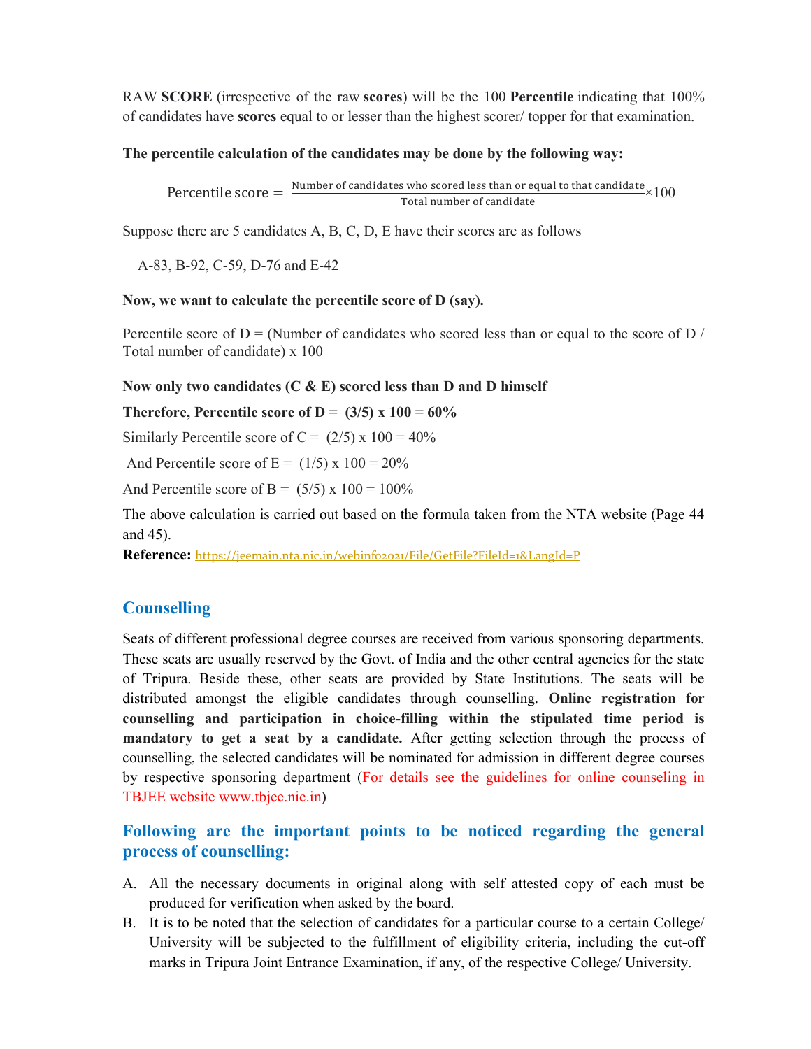RAW **SCORE** (irrespective of the raw **scores**) will be the 100 **Percentile** indicating that 100% of candidates have **scores** equal to or lesser than the highest scorer/ topper for that examination.

**The percentile calculation of the candidates may be done by the following way:**

$$\text{Percentile score} = \frac{\text{Number of candidates who scored less than or equal to that candidate}}{\text{Total number of candidate}} \times 100$$

Suppose there are 5 candidates A, B, C, D, E have their scores are as follows

A-83, B-92, C-59, D-76 and E-42

**Now, we want to calculate the percentile score of D (say).**

Percentile score of D = (Number of candidates who scored less than or equal to the score of D / Total number of candidate) x 100

**Now only two candidates (C & E) scored less than D and D himself**

**Therefore, Percentile score of D = (3/5) x 100 = 60%**

Similarly Percentile score of C = (2/5) x 100 = 40%

And Percentile score of E = (1/5) x 100 = 20%

And Percentile score of B = (5/5) x 100 = 100%

The above calculation is carried out based on the formula taken from the NTA website (Page 44 and 45).

**Reference:** https://jeemain.nta.nic.in/webinfo2021/File/GetFile?FileId=1&LangId=P

## Counselling

Seats of different professional degree courses are received from various sponsoring departments. These seats are usually reserved by the Govt. of India and the other central agencies for the state of Tripura. Beside these, other seats are provided by State Institutions. The seats will be distributed amongst the eligible candidates through counselling. **Online registration for counselling and participation in choice-filling within the stipulated time period is mandatory to get a seat by a candidate.** After getting selection through the process of counselling, the selected candidates will be nominated for admission in different degree courses by respective sponsoring department (For details see the guidelines for online counseling in TBJEE website www.tbjee.nic.in)

## Following are the important points to be noticed regarding the general process of counselling:

A. All the necessary documents in original along with self attested copy of each must be produced for verification when asked by the board.

B. It is to be noted that the selection of candidates for a particular course to a certain College/ University will be subjected to the fulfillment of eligibility criteria, including the cut-off marks in Tripura Joint Entrance Examination, if any, of the respective College/ University.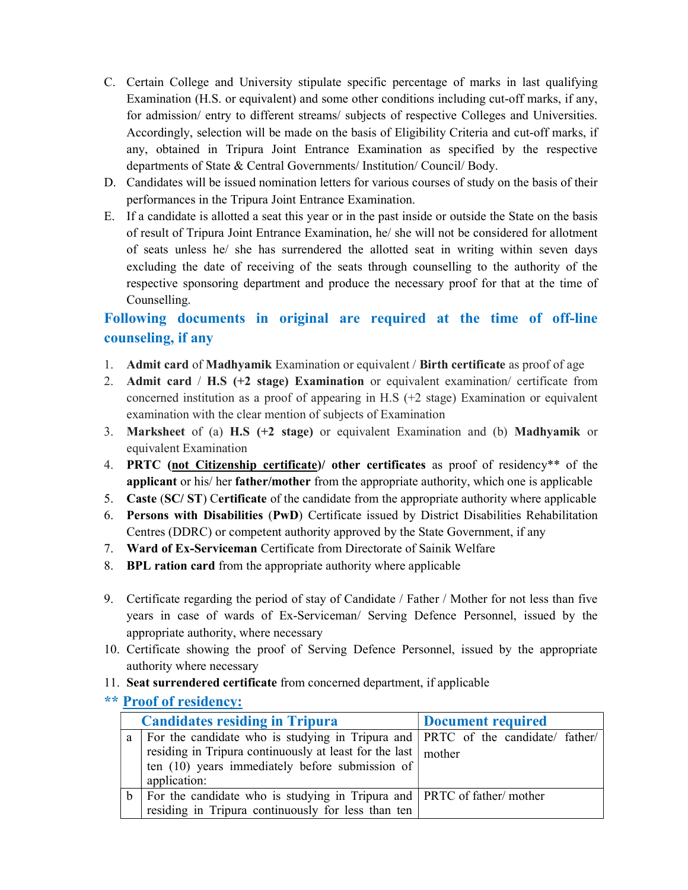C. Certain College and University stipulate specific percentage of marks in last qualifying Examination (H.S. or equivalent) and some other conditions including cut-off marks, if any, for admission/ entry to different streams/ subjects of respective Colleges and Universities. Accordingly, selection will be made on the basis of Eligibility Criteria and cut-off marks, if any, obtained in Tripura Joint Entrance Examination as specified by the respective departments of State & Central Governments/ Institution/ Council/ Body.

D. Candidates will be issued nomination letters for various courses of study on the basis of their performances in the Tripura Joint Entrance Examination.

E. If a candidate is allotted a seat this year or in the past inside or outside the State on the basis of result of Tripura Joint Entrance Examination, he/ she will not be considered for allotment of seats unless he/ she has surrendered the allotted seat in writing within seven days excluding the date of receiving of the seats through counselling to the authority of the respective sponsoring department and produce the necessary proof for that at the time of Counselling.

## Following documents in original are required at the time of off-line counseling, if any

1. **Admit card** of **Madhyamik** Examination or equivalent / **Birth certificate** as proof of age
2. **Admit card** / **H.S (+2 stage) Examination** or equivalent examination/ certificate from concerned institution as a proof of appearing in H.S (+2 stage) Examination or equivalent examination with the clear mention of subjects of Examination
3. **Marksheet** of (a) **H.S (+2 stage)** or equivalent Examination and (b) **Madhyamik** or equivalent Examination
4. **PRTC (<u>not Citizenship certificate</u>)/ other certificates** as proof of residency** of the **applicant** or his/ her **father/mother** from the appropriate authority, which one is applicable
5. **Caste** (**SC/ ST**) C**ertificate** of the candidate from the appropriate authority where applicable
6. **Persons with Disabilities** (**PwD**) Certificate issued by District Disabilities Rehabilitation Centres (DDRC) or competent authority approved by the State Government, if any
7. **Ward of Ex-Serviceman** Certificate from Directorate of Sainik Welfare
8. **BPL ration card** from the appropriate authority where applicable
9. Certificate regarding the period of stay of Candidate / Father / Mother for not less than five years in case of wards of Ex-Serviceman/ Serving Defence Personnel, issued by the appropriate authority, where necessary
10. Certificate showing the proof of Serving Defence Personnel, issued by the appropriate authority where necessary
11. **Seat surrendered certificate** from concerned department, if applicable

### ** <u>Proof of residency:</u>

| | Candidates residing in Tripura | Document required |
|---|---|---|
| a | For the candidate who is studying in Tripura and residing in Tripura continuously at least for the last ten (10) years immediately before submission of application: | PRTC of the candidate/ father/ mother |
| b | For the candidate who is studying in Tripura and residing in Tripura continuously for less than ten | PRTC of father/ mother |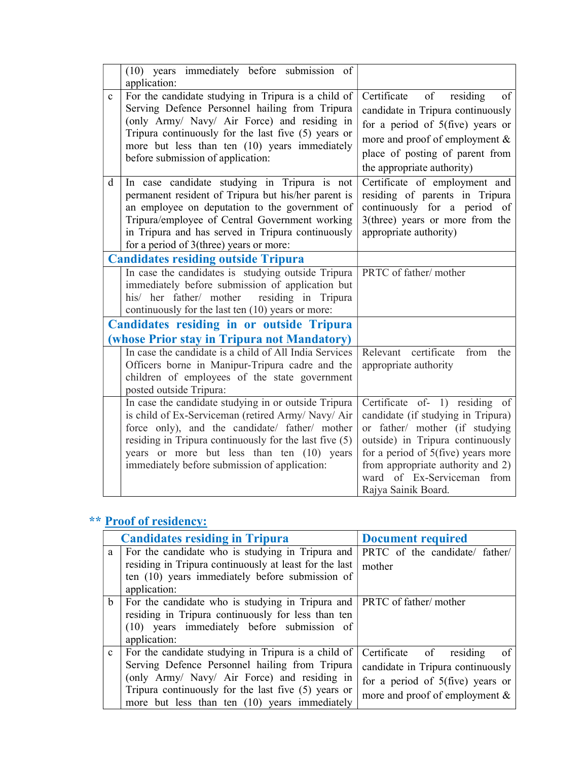| | | |
|---|---|---|
| | (10) years immediately before submission of application: | |
| c | For the candidate studying in Tripura is a child of Serving Defence Personnel hailing from Tripura (only Army/ Navy/ Air Force) and residing in Tripura continuously for the last five (5) years or more but less than ten (10) years immediately before submission of application: | Certificate of residing of candidate in Tripura continuously for a period of 5(five) years or more and proof of employment & place of posting of parent from the appropriate authority) |
| d | In case candidate studying in Tripura is not permanent resident of Tripura but his/her parent is an employee on deputation to the government of Tripura/employee of Central Government working in Tripura and has served in Tripura continuously for a period of 3(three) years or more: | Certificate of employment and residing of parents in Tripura continuously for a period of 3(three) years or more from the appropriate authority) |
| **Candidates residing outside Tripura** | | |
| | In case the candidates is studying outside Tripura immediately before submission of application but his/ her father/ mother residing in Tripura continuously for the last ten (10) years or more: | PRTC of father/ mother |
| **Candidates residing in or outside Tripura (whose Prior stay in Tripura not Mandatory)** | | |
| | In case the candidate is a child of All India Services Officers borne in Manipur-Tripura cadre and the children of employees of the state government posted outside Tripura: | Relevant certificate from the appropriate authority |
| | In case the candidate studying in or outside Tripura is child of Ex-Serviceman (retired Army/ Navy/ Air force only), and the candidate/ father/ mother residing in Tripura continuously for the last five (5) years or more but less than ten (10) years immediately before submission of application: | Certificate of- 1) residing of candidate (if studying in Tripura) or father/ mother (if studying outside) in Tripura continuously for a period of 5(five) years more from appropriate authority and 2) ward of Ex-Serviceman from Rajya Sainik Board. |

## ** Proof of residency:

| | Candidates residing in Tripura | Document required |
|---|---|---|
| a | For the candidate who is studying in Tripura and residing in Tripura continuously at least for the last ten (10) years immediately before submission of application: | PRTC of the candidate/ father/ mother |
| b | For the candidate who is studying in Tripura and residing in Tripura continuously for less than ten (10) years immediately before submission of application: | PRTC of father/ mother |
| c | For the candidate studying in Tripura is a child of Serving Defence Personnel hailing from Tripura (only Army/ Navy/ Air Force) and residing in Tripura continuously for the last five (5) years or more but less than ten (10) years immediately | Certificate of residing of candidate in Tripura continuously for a period of 5(five) years or more and proof of employment & |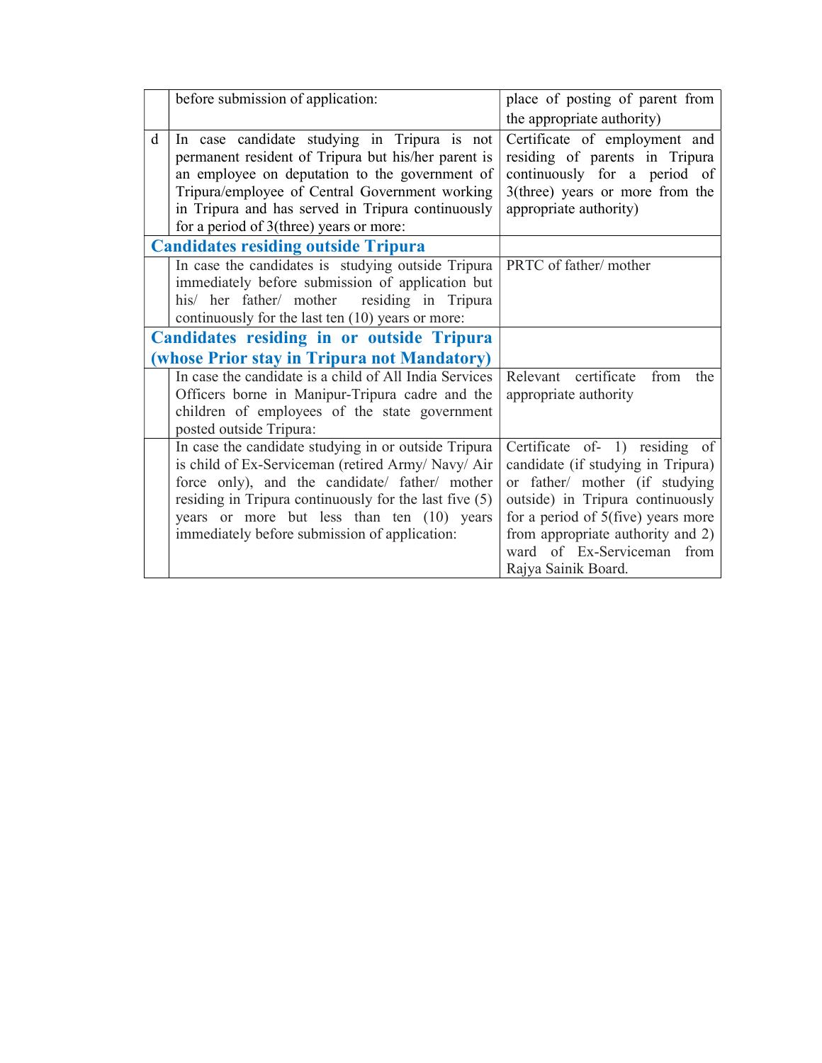| | | |
|---|---|---|
| | before submission of application: | place of posting of parent from the appropriate authority) |
| d | In case candidate studying in Tripura is not permanent resident of Tripura but his/her parent is an employee on deputation to the government of Tripura/employee of Central Government working in Tripura and has served in Tripura continuously for a period of 3(three) years or more: | Certificate of employment and residing of parents in Tripura continuously for a period of 3(three) years or more from the appropriate authority) |
| **Candidates residing outside Tripura** | | |
| | In case the candidates is studying outside Tripura immediately before submission of application but his/ her father/ mother residing in Tripura continuously for the last ten (10) years or more: | PRTC of father/ mother |
| **Candidates residing in or outside Tripura (whose Prior stay in Tripura not Mandatory)** | | |
| | In case the candidate is a child of All India Services Officers borne in Manipur-Tripura cadre and the children of employees of the state government posted outside Tripura: | Relevant certificate from the appropriate authority |
| | In case the candidate studying in or outside Tripura is child of Ex-Serviceman (retired Army/ Navy/ Air force only), and the candidate/ father/ mother residing in Tripura continuously for the last five (5) years or more but less than ten (10) years immediately before submission of application: | Certificate of- 1) residing of candidate (if studying in Tripura) or father/ mother (if studying outside) in Tripura continuously for a period of 5(five) years more from appropriate authority and 2) ward of Ex-Serviceman from Rajya Sainik Board. |